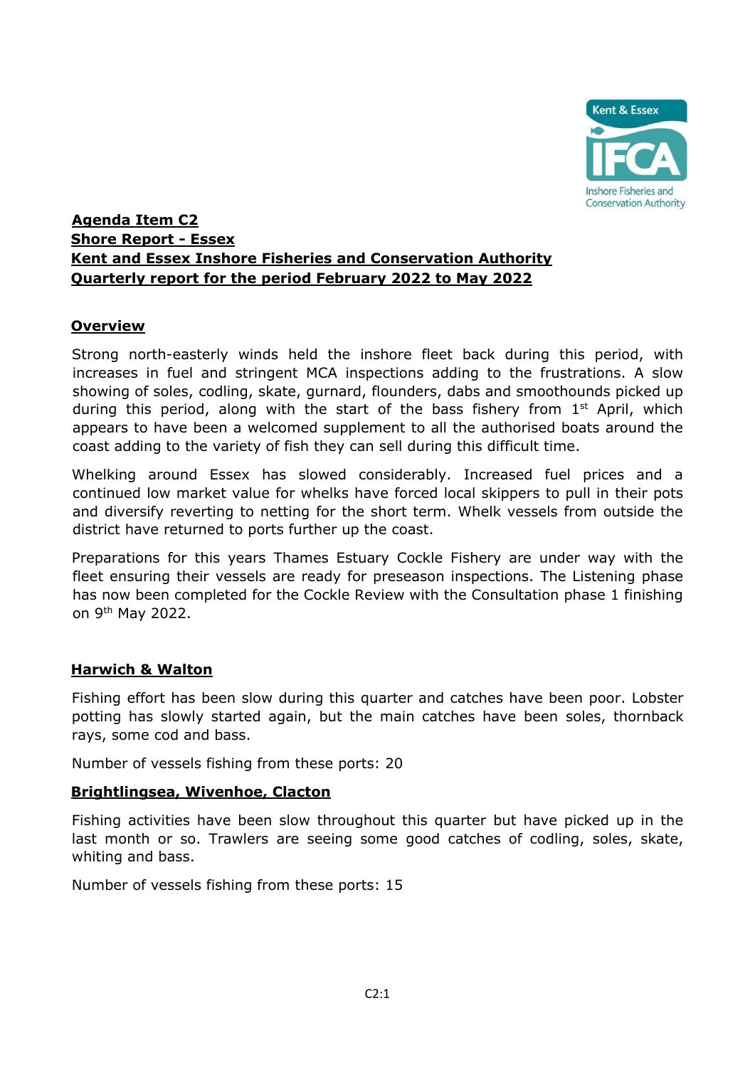**Agenda Item C2**
**Shore Report - Essex**
**Kent and Essex Inshore Fisheries and Conservation Authority**
**Quarterly report for the period February 2022 to May 2022**

## Overview

Strong north-easterly winds held the inshore fleet back during this period, with increases in fuel and stringent MCA inspections adding to the frustrations. A slow showing of soles, codling, skate, gurnard, flounders, dabs and smoothounds picked up during this period, along with the start of the bass fishery from 1st April, which appears to have been a welcomed supplement to all the authorised boats around the coast adding to the variety of fish they can sell during this difficult time.

Whelking around Essex has slowed considerably. Increased fuel prices and a continued low market value for whelks have forced local skippers to pull in their pots and diversify reverting to netting for the short term. Whelk vessels from outside the district have returned to ports further up the coast.

Preparations for this years Thames Estuary Cockle Fishery are under way with the fleet ensuring their vessels are ready for preseason inspections. The Listening phase has now been completed for the Cockle Review with the Consultation phase 1 finishing on 9th May 2022.

## Harwich & Walton

Fishing effort has been slow during this quarter and catches have been poor. Lobster potting has slowly started again, but the main catches have been soles, thornback rays, some cod and bass.

Number of vessels fishing from these ports: 20

## Brightlingsea, Wivenhoe, Clacton

Fishing activities have been slow throughout this quarter but have picked up in the last month or so. Trawlers are seeing some good catches of codling, soles, skate, whiting and bass.

Number of vessels fishing from these ports: 15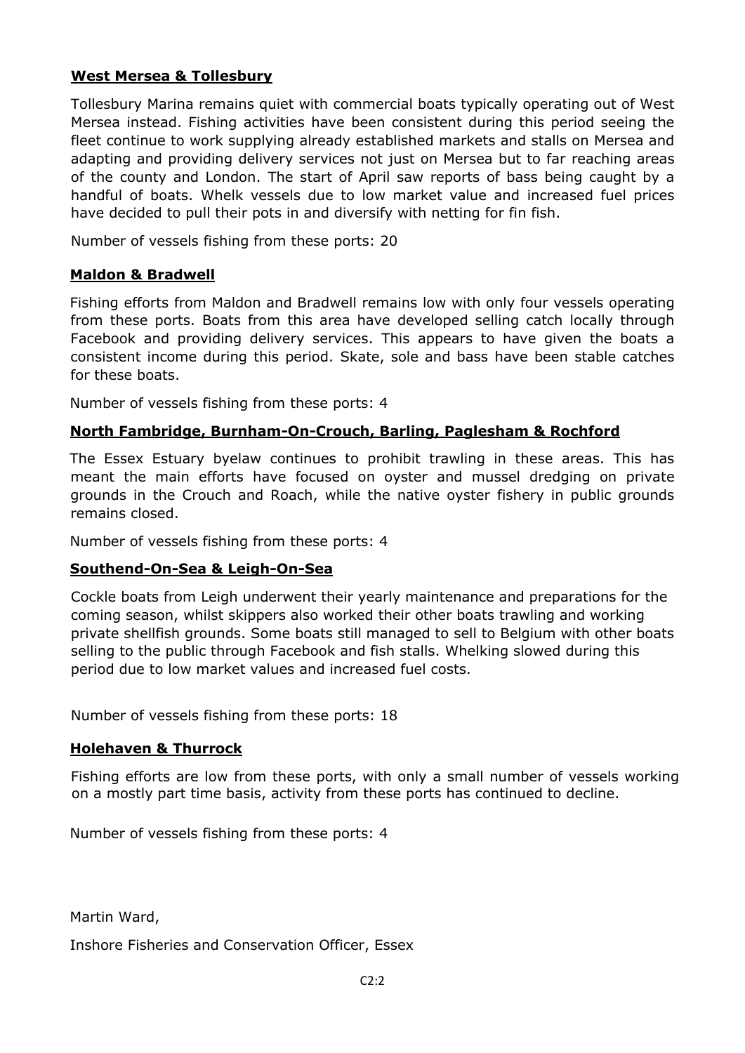**West Mersea & Tollesbury**

Tollesbury Marina remains quiet with commercial boats typically operating out of West Mersea instead. Fishing activities have been consistent during this period seeing the fleet continue to work supplying already established markets and stalls on Mersea and adapting and providing delivery services not just on Mersea but to far reaching areas of the county and London. The start of April saw reports of bass being caught by a handful of boats. Whelk vessels due to low market value and increased fuel prices have decided to pull their pots in and diversify with netting for fin fish.

Number of vessels fishing from these ports: 20

**Maldon & Bradwell**

Fishing efforts from Maldon and Bradwell remains low with only four vessels operating from these ports. Boats from this area have developed selling catch locally through Facebook and providing delivery services. This appears to have given the boats a consistent income during this period. Skate, sole and bass have been stable catches for these boats.

Number of vessels fishing from these ports: 4

**North Fambridge, Burnham-On-Crouch, Barling, Paglesham & Rochford**

The Essex Estuary byelaw continues to prohibit trawling in these areas. This has meant the main efforts have focused on oyster and mussel dredging on private grounds in the Crouch and Roach, while the native oyster fishery in public grounds remains closed.

Number of vessels fishing from these ports: 4

**Southend-On-Sea & Leigh-On-Sea**

Cockle boats from Leigh underwent their yearly maintenance and preparations for the coming season, whilst skippers also worked their other boats trawling and working private shellfish grounds. Some boats still managed to sell to Belgium with other boats selling to the public through Facebook and fish stalls. Whelking slowed during this period due to low market values and increased fuel costs.

Number of vessels fishing from these ports: 18

**Holehaven & Thurrock**

Fishing efforts are low from these ports, with only a small number of vessels working on a mostly part time basis, activity from these ports has continued to decline.

Number of vessels fishing from these ports: 4

Martin Ward,

Inshore Fisheries and Conservation Officer, Essex